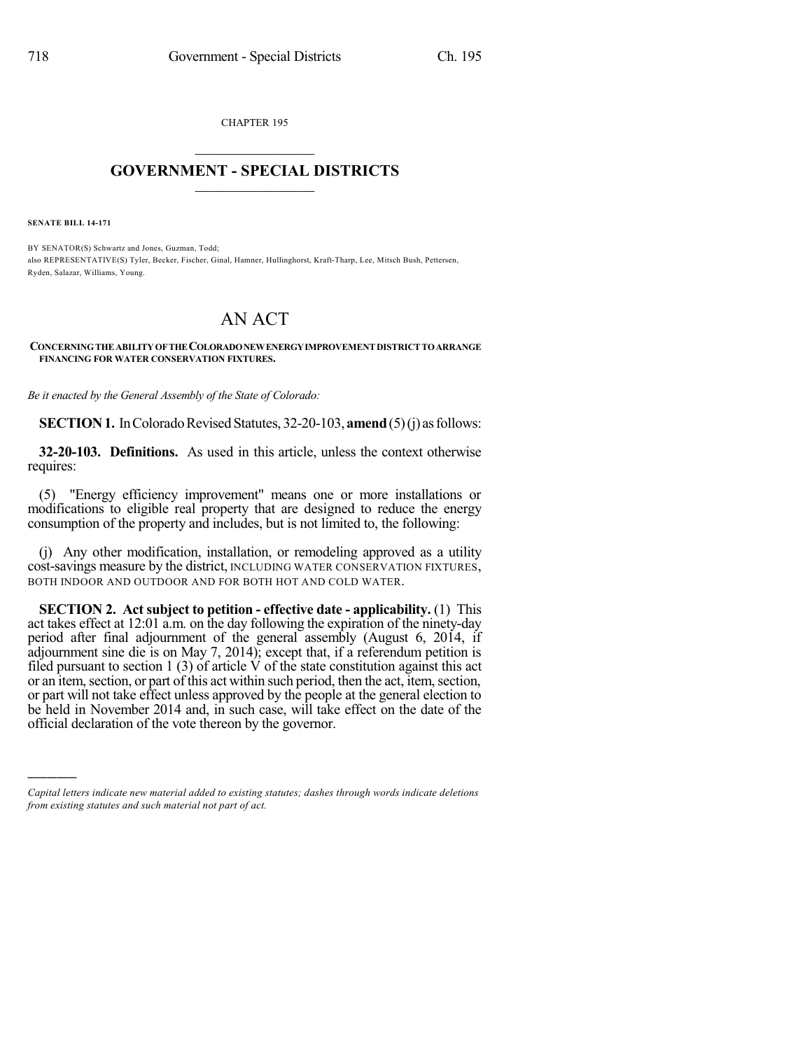CHAPTER 195

# GOVERNMENT - SPECIAL DISTRICTS

**SENATE BILL 14-171**

BY SENATOR(S) Schwartz and Jones, Guzman, Todd;
also REPRESENTATIVE(S) Tyler, Becker, Fischer, Ginal, Hamner, Hullinghorst, Kraft-Tharp, Lee, Mitsch Bush, Pettersen, Ryden, Salazar, Williams, Young.

# AN ACT

**CONCERNING THE ABILITY OF THE COLORADO NEW ENERGY IMPROVEMENT DISTRICT TO ARRANGE FINANCING FOR WATER CONSERVATION FIXTURES.**

*Be it enacted by the General Assembly of the State of Colorado:*

**SECTION 1.** In Colorado Revised Statutes, 32-20-103, **amend** (5) (j) as follows:

**32-20-103. Definitions.** As used in this article, unless the context otherwise requires:

(5) "Energy efficiency improvement" means one or more installations or modifications to eligible real property that are designed to reduce the energy consumption of the property and includes, but is not limited to, the following:

(j) Any other modification, installation, or remodeling approved as a utility cost-savings measure by the district, INCLUDING WATER CONSERVATION FIXTURES, BOTH INDOOR AND OUTDOOR AND FOR BOTH HOT AND COLD WATER.

**SECTION 2. Act subject to petition - effective date - applicability.** (1) This act takes effect at 12:01 a.m. on the day following the expiration of the ninety-day period after final adjournment of the general assembly (August 6, 2014, if adjournment sine die is on May 7, 2014); except that, if a referendum petition is filed pursuant to section 1 (3) of article V of the state constitution against this act or an item, section, or part of this act within such period, then the act, item, section, or part will not take effect unless approved by the people at the general election to be held in November 2014 and, in such case, will take effect on the date of the official declaration of the vote thereon by the governor.

---

*Capital letters indicate new material added to existing statutes; dashes through words indicate deletions from existing statutes and such material not part of act.*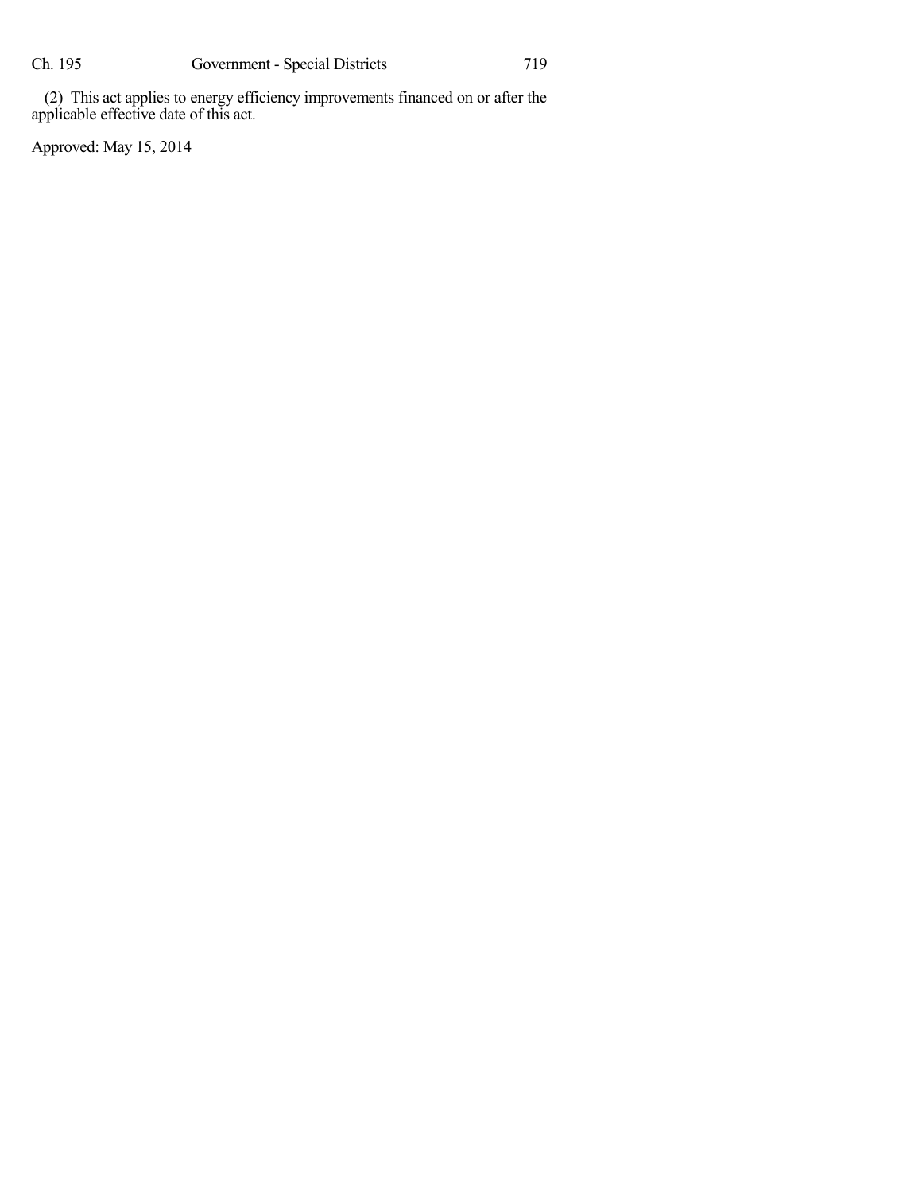(2) This act applies to energy efficiency improvements financed on or after the applicable effective date of this act.

Approved: May 15, 2014